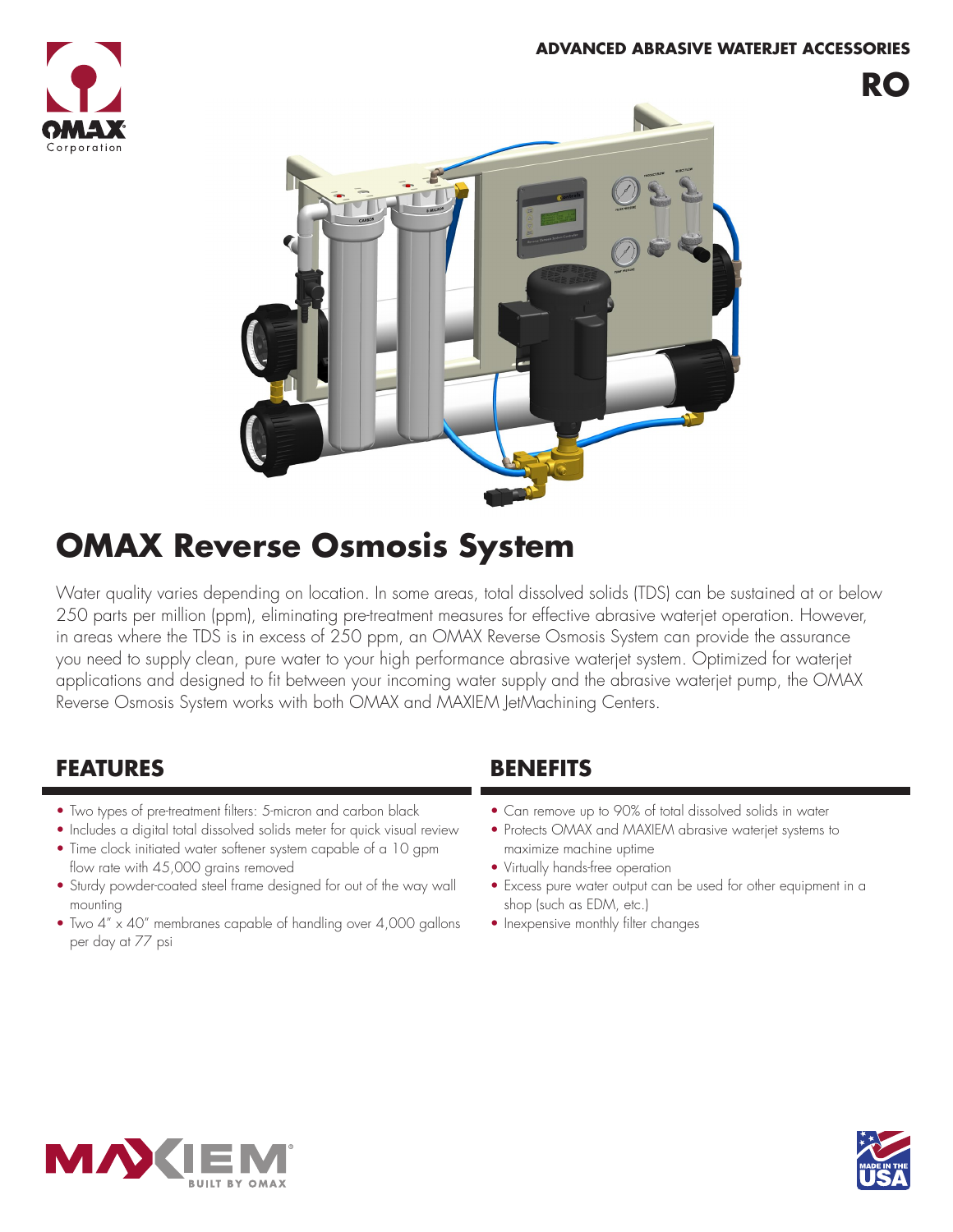ADVANCED ABRASIVE WATERJET ACCESSORIES

**RO**

# OMAX Reverse Osmosis System

Water quality varies depending on location. In some areas, total dissolved solids (TDS) can be sustained at or below 250 parts per million (ppm), eliminating pre-treatment measures for effective abrasive waterjet operation. However, in areas where the TDS is in excess of 250 ppm, an OMAX Reverse Osmosis System can provide the assurance you need to supply clean, pure water to your high performance abrasive waterjet system. Optimized for waterjet applications and designed to fit between your incoming water supply and the abrasive waterjet pump, the OMAX Reverse Osmosis System works with both OMAX and MAXIEM JetMachining Centers.

## FEATURES

- Two types of pre-treatment filters: 5-micron and carbon black
- Includes a digital total dissolved solids meter for quick visual review
- Time clock initiated water softener system capable of a 10 gpm flow rate with 45,000 grains removed
- Sturdy powder-coated steel frame designed for out of the way wall mounting
- Two 4" x 40" membranes capable of handling over 4,000 gallons per day at 77 psi

## BENEFITS

- Can remove up to 90% of total dissolved solids in water
- Protects OMAX and MAXIEM abrasive waterjet systems to maximize machine uptime
- Virtually hands-free operation
- Excess pure water output can be used for other equipment in a shop (such as EDM, etc.)
- Inexpensive monthly filter changes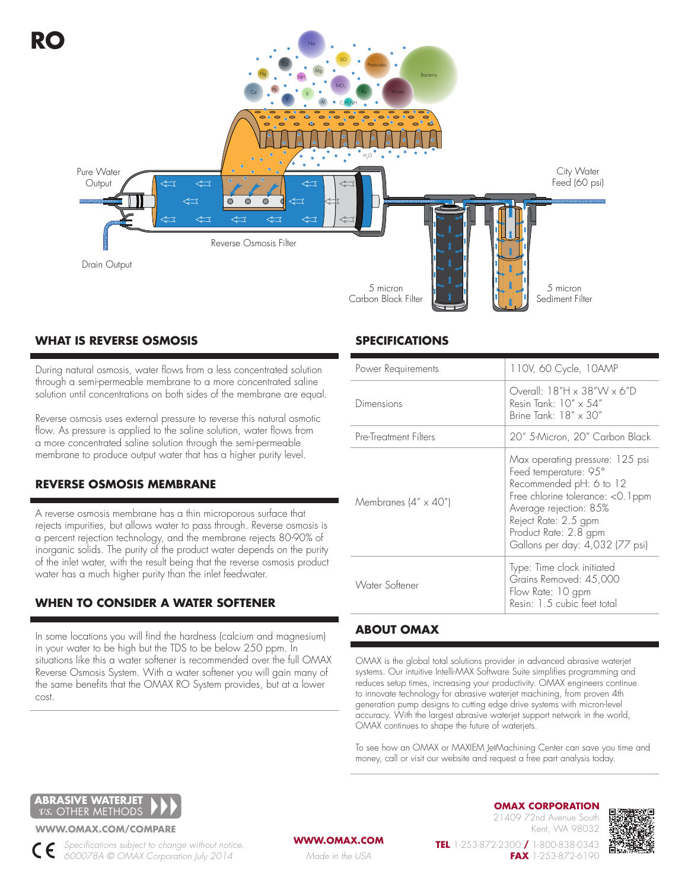# RO

Pure Water Output

City Water Feed (60 psi)

Reverse Osmosis Filter

Drain Output

5 micron Carbon Block Filter

5 micron Sediment Filter

## WHAT IS REVERSE OSMOSIS

During natural osmosis, water flows from a less concentrated solution through a semi-permeable membrane to a more concentrated saline solution until concentrations on both sides of the membrane are equal.

Reverse osmosis uses external pressure to reverse this natural osmotic flow. As pressure is applied to the saline solution, water flows from a more concentrated saline solution through the semi-permeable membrane to produce output water that has a higher purity level.

## REVERSE OSMOSIS MEMBRANE

A reverse osmosis membrane has a thin microporous surface that rejects impurities, but allows water to pass through. Reverse osmosis is a percent rejection technology, and the membrane rejects 80-90% of inorganic solids. The purity of the product water depends on the purity of the inlet water, with the result being that the reverse osmosis product water has a much higher purity than the inlet feedwater.

## WHEN TO CONSIDER A WATER SOFTENER

In some locations you will find the hardness (calcium and magnesium) in your water to be high but the TDS to be below 250 ppm. In situations like this a water softener is recommended over the full OMAX Reverse Osmosis System. With a water softener you will gain many of the same benefits that the OMAX RO System provides, but at a lower cost.

## SPECIFICATIONS

| | |
|---|---|
| Power Requirements | 110V, 60 Cycle, 10AMP |
| Dimensions | Overall: 18"H x 38"W x 6"D<br>Resin Tank: 10" x 54"<br>Brine Tank: 18" x 30" |
| Pre-Treatment Filters | 20" 5-Micron, 20" Carbon Black |
| Membranes (4" x 40") | Max operating pressure: 125 psi<br>Feed temperature: 95°<br>Recommended pH: 6 to 12<br>Free chlorine tolerance: <0.1ppm<br>Average rejection: 85%<br>Reject Rate: 2.5 gpm<br>Product Rate: 2.8 gpm<br>Gallons per day: 4,032 (77 psi) |
| Water Softener | Type: Time clock initiated<br>Grains Removed: 45,000<br>Flow Rate: 10 gpm<br>Resin: 1.5 cubic feet total |

## ABOUT OMAX

OMAX is the global total solutions provider in advanced abrasive waterjet systems. Our intuitive Intelli-MAX Software Suite simplifies programming and reduces setup times, increasing your productivity. OMAX engineers continue to innovate technology for abrasive waterjet machining, from proven 4th generation pump designs to cutting edge drive systems with micron-level accuracy. With the largest abrasive waterjet support network in the world, OMAX continues to shape the future of waterjets.

To see how an OMAX or MAXIEM JetMachining Center can save you time and money, call or visit our website and request a free part analysis today.

**ABRASIVE WATERJET** *vs.* OTHER METHODS

**WWW.OMAX.COM/COMPARE**

*Specifications subject to change without notice.*
*600078A © OMAX Corporation July 2014*

**WWW.OMAX.COM**

*Made in the USA*

**OMAX CORPORATION**
21409 72nd Avenue South
Kent, WA 98032

**TEL** 1-253-872-2300 / 1-800-838-0343
**FAX** 1-253-872-6190